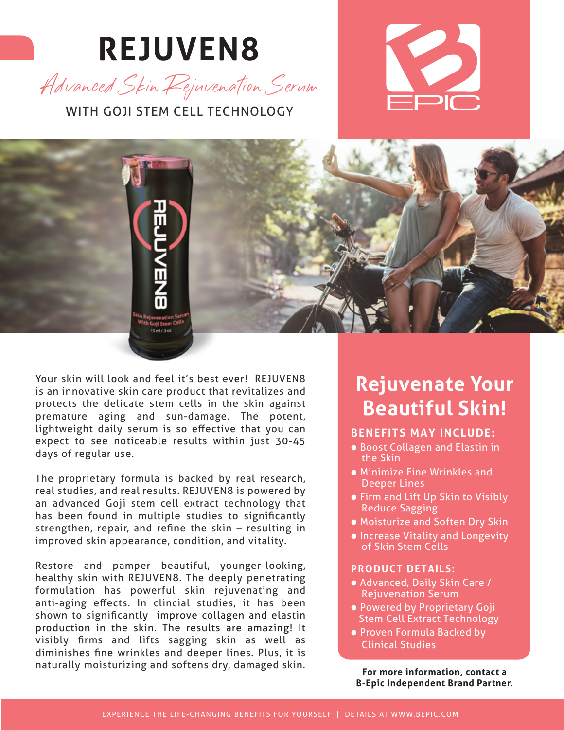# REJUVEN8

*Advanced Skin Rejuvenation Serum*

WITH GOJI STEM CELL TECHNOLOGY

Your skin will look and feel it's best ever! REJUVEN8 is an innovative skin care product that revitalizes and protects the delicate stem cells in the skin against premature aging and sun-damage. The potent, lightweight daily serum is so effective that you can expect to see noticeable results within just 30-45 days of regular use.

The proprietary formula is backed by real research, real studies, and real results. REJUVEN8 is powered by an advanced Goji stem cell extract technology that has been found in multiple studies to significantly strengthen, repair, and refine the skin – resulting in improved skin appearance, condition, and vitality.

Restore and pamper beautiful, younger-looking, healthy skin with REJUVEN8. The deeply penetrating formulation has powerful skin rejuvenating and anti-aging effects. In clincial studies, it has been shown to significantly improve collagen and elastin production in the skin. The results are amazing! It visibly firms and lifts sagging skin as well as diminishes fine wrinkles and deeper lines. Plus, it is naturally moisturizing and softens dry, damaged skin.

## Rejuvenate Your Beautiful Skin!

### BENEFITS MAY INCLUDE:

- Boost Collagen and Elastin in the Skin
- Minimize Fine Wrinkles and Deeper Lines
- Firm and Lift Up Skin to Visibly Reduce Sagging
- Moisturize and Soften Dry Skin
- Increase Vitality and Longevity of Skin Stem Cells

### PRODUCT DETAILS:

- Advanced, Daily Skin Care / Rejuvenation Serum
- Powered by Proprietary Goji Stem Cell Extract Technology
- Proven Formula Backed by Clinical Studies

**For more information, contact a B-Epic Independent Brand Partner.**

EXPERIENCE THE LIFE-CHANGING BENEFITS FOR YOURSELF | DETAILS AT WWW.BEPIC.COM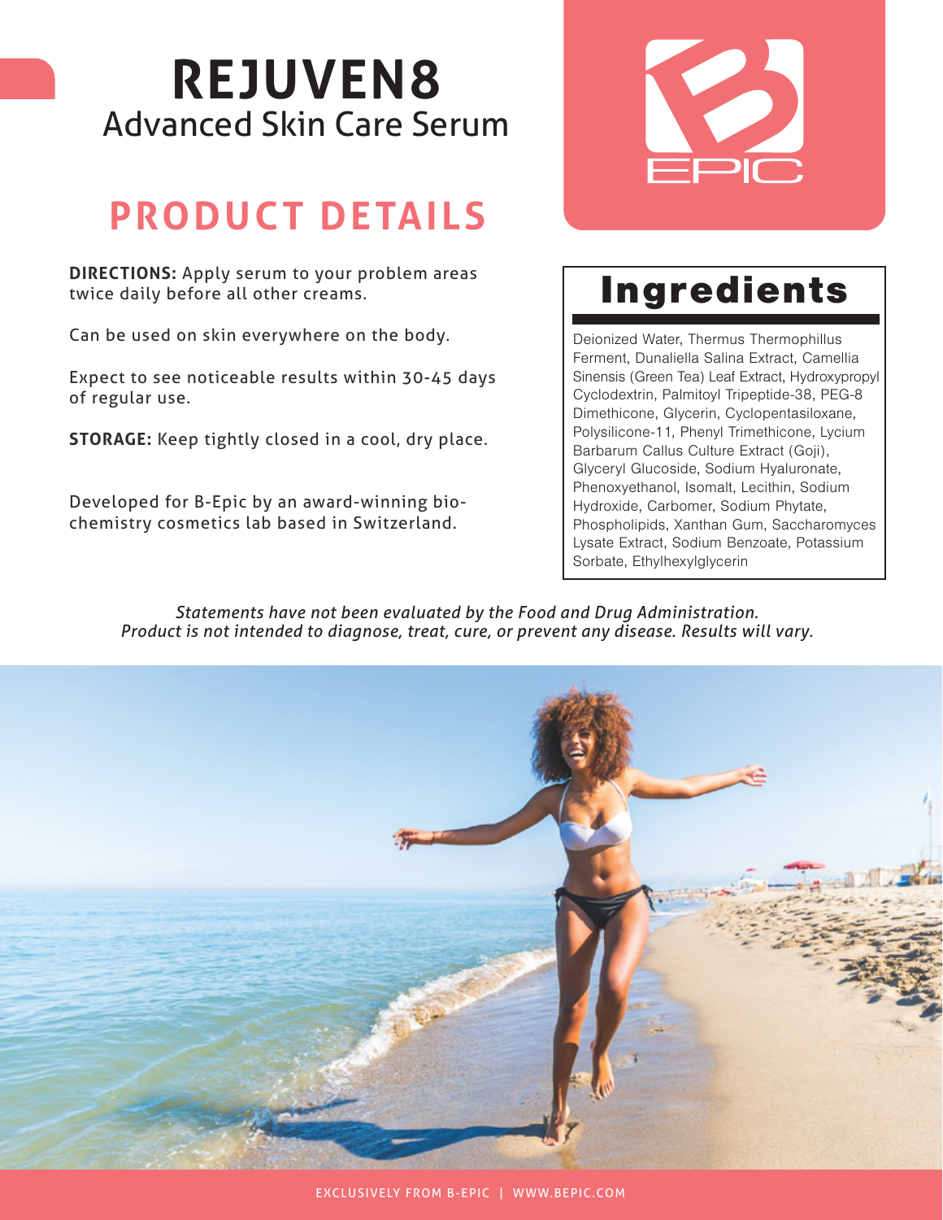# REJUVEN8

Advanced Skin Care Serum

## PRODUCT DETAILS

**DIRECTIONS:** Apply serum to your problem areas twice daily before all other creams.

Can be used on skin everywhere on the body.

Expect to see noticeable results within 30-45 days of regular use.

**STORAGE:** Keep tightly closed in a cool, dry place.

Developed for B-Epic by an award-winning bio-chemistry cosmetics lab based in Switzerland.

EPIC

## Ingredients

Deionized Water, Thermus Thermophillus Ferment, Dunaliella Salina Extract, Camellia Sinensis (Green Tea) Leaf Extract, Hydroxypropyl Cyclodextrin, Palmitoyl Tripeptide-38, PEG-8 Dimethicone, Glycerin, Cyclopentasiloxane, Polysilicone-11, Phenyl Trimethicone, Lycium Barbarum Callus Culture Extract (Goji), Glyceryl Glucoside, Sodium Hyaluronate, Phenoxyethanol, Isomalt, Lecithin, Sodium Hydroxide, Carbomer, Sodium Phytate, Phospholipids, Xanthan Gum, Saccharomyces Lysate Extract, Sodium Benzoate, Potassium Sorbate, Ethylhexylglycerin

*Statements have not been evaluated by the Food and Drug Administration. Product is not intended to diagnose, treat, cure, or prevent any disease. Results will vary.*

EXCLUSIVELY FROM B-EPIC | WWW.BEPIC.COM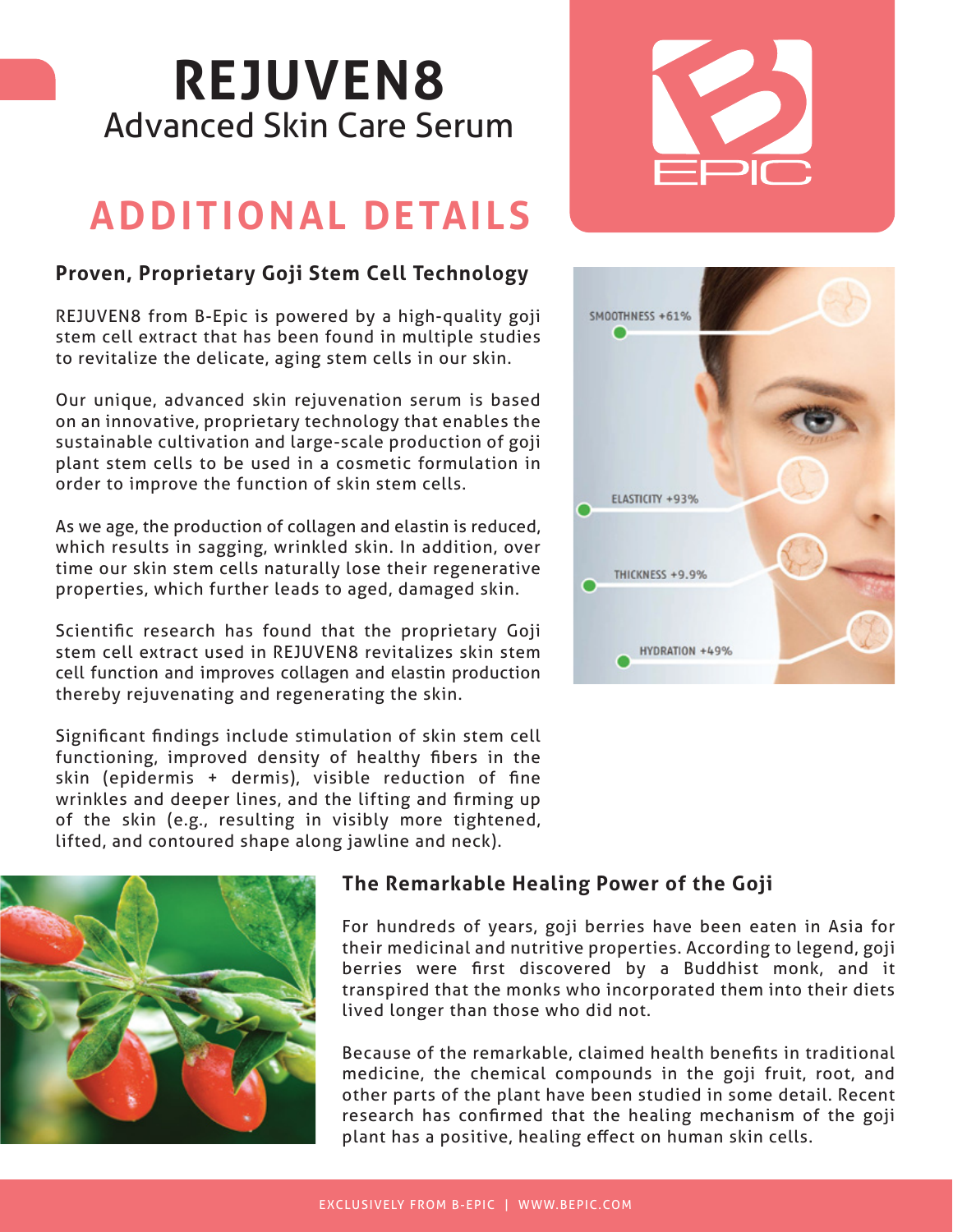# REJUVEN8

## Advanced Skin Care Serum

# ADDITIONAL DETAILS

### Proven, Proprietary Goji Stem Cell Technology

REJUVEN8 from B-Epic is powered by a high-quality goji stem cell extract that has been found in multiple studies to revitalize the delicate, aging stem cells in our skin.

Our unique, advanced skin rejuvenation serum is based on an innovative, proprietary technology that enables the sustainable cultivation and large-scale production of goji plant stem cells to be used in a cosmetic formulation in order to improve the function of skin stem cells.

As we age, the production of collagen and elastin is reduced, which results in sagging, wrinkled skin. In addition, over time our skin stem cells naturally lose their regenerative properties, which further leads to aged, damaged skin.

Scientific research has found that the proprietary Goji stem cell extract used in REJUVEN8 revitalizes skin stem cell function and improves collagen and elastin production thereby rejuvenating and regenerating the skin.

Significant findings include stimulation of skin stem cell functioning, improved density of healthy fibers in the skin (epidermis + dermis), visible reduction of fine wrinkles and deeper lines, and the lifting and firming up of the skin (e.g., resulting in visibly more tightened, lifted, and contoured shape along jawline and neck).

SMOOTHNESS +61%

ELASTICITY +93%

THICKNESS +9.9%

HYDRATION +49%

### The Remarkable Healing Power of the Goji

For hundreds of years, goji berries have been eaten in Asia for their medicinal and nutritive properties. According to legend, goji berries were first discovered by a Buddhist monk, and it transpired that the monks who incorporated them into their diets lived longer than those who did not.

Because of the remarkable, claimed health benefits in traditional medicine, the chemical compounds in the goji fruit, root, and other parts of the plant have been studied in some detail. Recent research has confirmed that the healing mechanism of the goji plant has a positive, healing effect on human skin cells.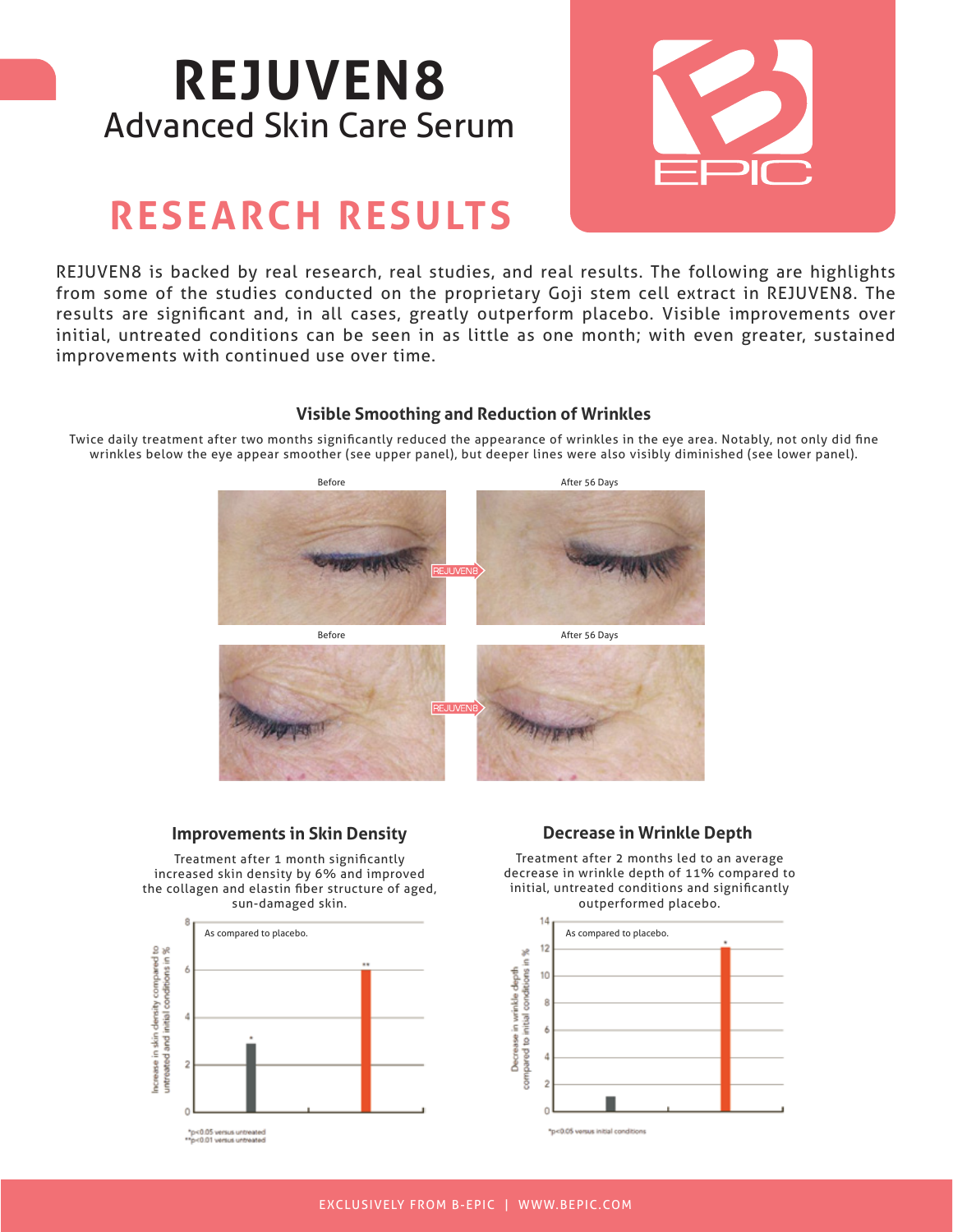# REJUVEN8

Advanced Skin Care Serum

## RESEARCH RESULTS

REJUVEN8 is backed by real research, real studies, and real results. The following are highlights from some of the studies conducted on the proprietary Goji stem cell extract in REJUVEN8. The results are significant and, in all cases, greatly outperform placebo. Visible improvements over initial, untreated conditions can be seen in as little as one month; with even greater, sustained improvements with continued use over time.

### Visible Smoothing and Reduction of Wrinkles

Twice daily treatment after two months significantly reduced the appearance of wrinkles in the eye area. Notably, not only did fine wrinkles below the eye appear smoother (see upper panel), but deeper lines were also visibly diminished (see lower panel).

Before

REJUVEN8

After 56 Days

Before

REJUVEN8

After 56 Days

### Improvements in Skin Density

Treatment after 1 month significantly increased skin density by 6% and improved the collagen and elastin fiber structure of aged, sun-damaged skin.

As compared to placebo.

Increase in skin density compared to untreated and initial conditions in %

8
6
4
2
0

*
**

*p<0.05 versus untreated
**p<0.01 versus untreated

### Decrease in Wrinkle Depth

Treatment after 2 months led to an average decrease in wrinkle depth of 11% compared to initial, untreated conditions and significantly outperformed placebo.

As compared to placebo.

Decrease in wrinkle depth compared to initial conditions in %

14
12
10
8
6
4
2
0

*

*p<0.05 versus initial conditions

EXCLUSIVELY FROM B-EPIC | WWW.BEPIC.COM